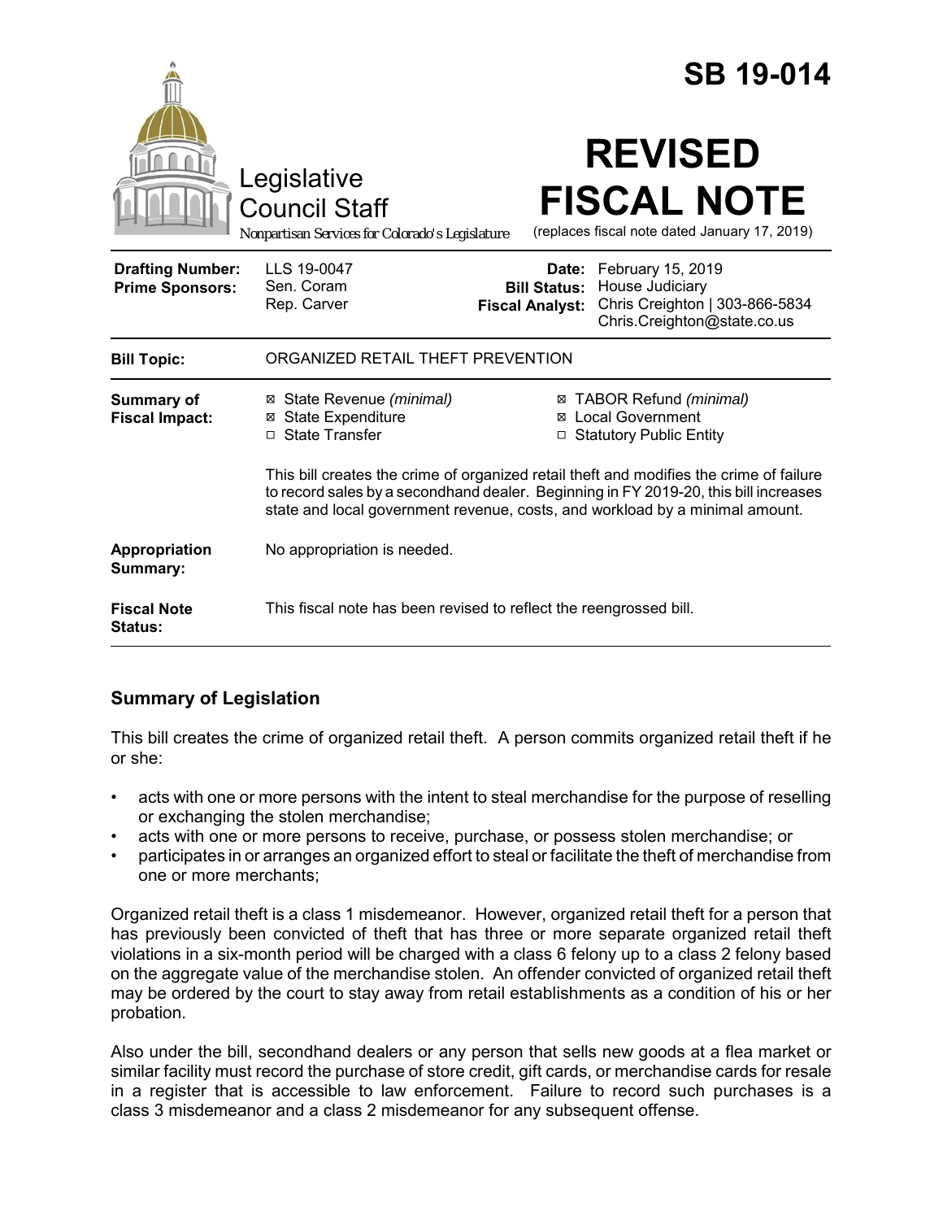# SB 19-014

Legislative Council Staff

*Nonpartisan Services for Colorado's Legislature*

# REVISED FISCAL NOTE

(replaces fiscal note dated January 17, 2019)

| | | | |
|---|---|---|---|
| **Drafting Number:** | LLS 19-0047 | **Date:** | February 15, 2019 |
| **Prime Sponsors:** | Sen. Coram<br>Rep. Carver | **Bill Status:** | House Judiciary |
| | | **Fiscal Analyst:** | Chris Creighton \| 303-866-5834<br>Chris.Creighton@state.co.us |

| | |
|---|---|
| **Bill Topic:** | ORGANIZED RETAIL THEFT PREVENTION |
| **Summary of Fiscal Impact:** | ☒ State Revenue *(minimal)*<br>☒ State Expenditure<br>☐ State Transfer<br>☒ TABOR Refund *(minimal)*<br>☒ Local Government<br>☐ Statutory Public Entity<br><br>This bill creates the crime of organized retail theft and modifies the crime of failure to record sales by a secondhand dealer. Beginning in FY 2019-20, this bill increases state and local government revenue, costs, and workload by a minimal amount. |
| **Appropriation Summary:** | No appropriation is needed. |
| **Fiscal Note Status:** | This fiscal note has been revised to reflect the reengrossed bill. |

## Summary of Legislation

This bill creates the crime of organized retail theft. A person commits organized retail theft if he or she:

- acts with one or more persons with the intent to steal merchandise for the purpose of reselling or exchanging the stolen merchandise;
- acts with one or more persons to receive, purchase, or possess stolen merchandise; or
- participates in or arranges an organized effort to steal or facilitate the theft of merchandise from one or more merchants;

Organized retail theft is a class 1 misdemeanor. However, organized retail theft for a person that has previously been convicted of theft that has three or more separate organized retail theft violations in a six-month period will be charged with a class 6 felony up to a class 2 felony based on the aggregate value of the merchandise stolen. An offender convicted of organized retail theft may be ordered by the court to stay away from retail establishments as a condition of his or her probation.

Also under the bill, secondhand dealers or any person that sells new goods at a flea market or similar facility must record the purchase of store credit, gift cards, or merchandise cards for resale in a register that is accessible to law enforcement. Failure to record such purchases is a class 3 misdemeanor and a class 2 misdemeanor for any subsequent offense.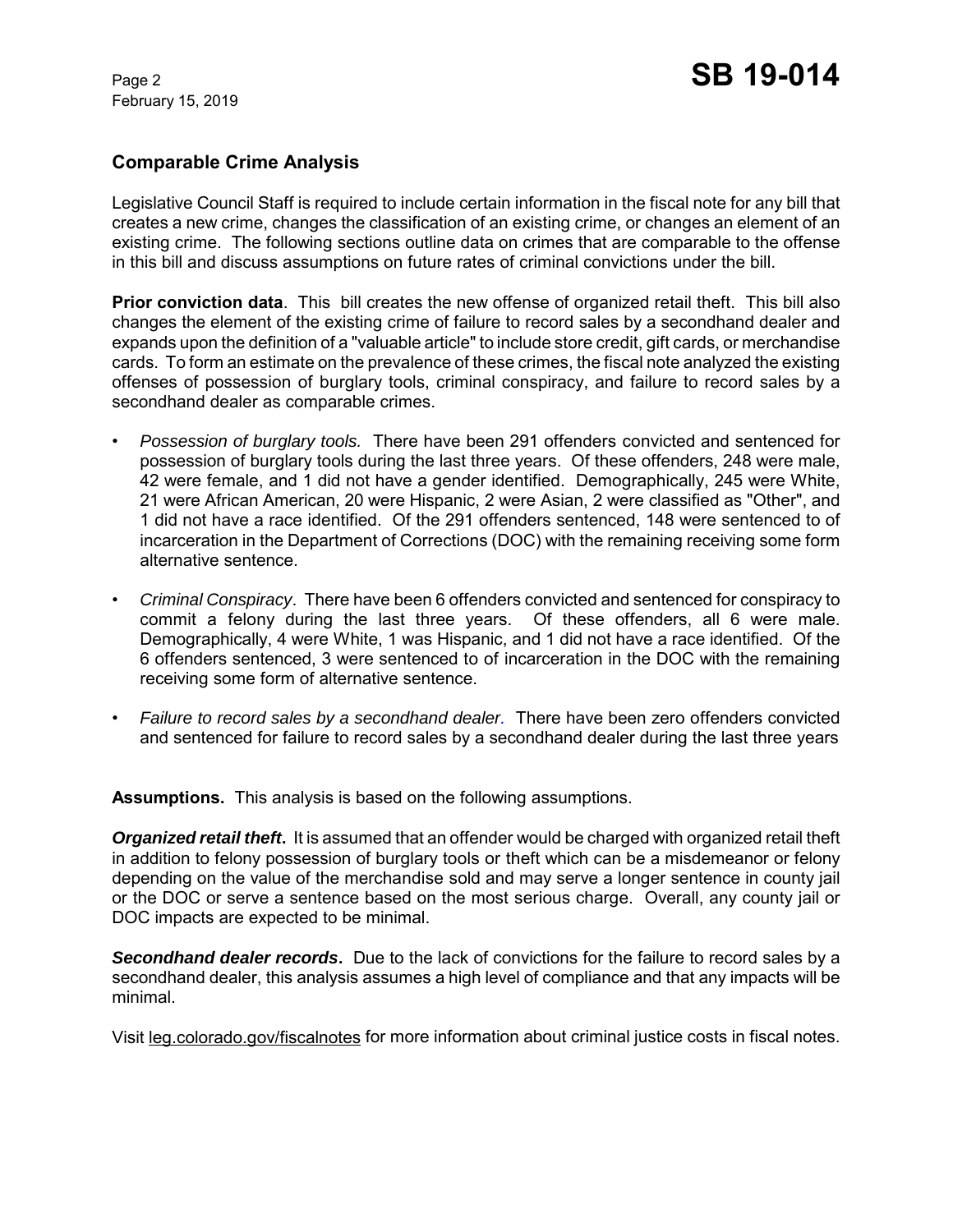## Comparable Crime Analysis

Legislative Council Staff is required to include certain information in the fiscal note for any bill that creates a new crime, changes the classification of an existing crime, or changes an element of an existing crime. The following sections outline data on crimes that are comparable to the offense in this bill and discuss assumptions on future rates of criminal convictions under the bill.

**Prior conviction data**. This bill creates the new offense of organized retail theft. This bill also changes the element of the existing crime of failure to record sales by a secondhand dealer and expands upon the definition of a "valuable article" to include store credit, gift cards, or merchandise cards. To form an estimate on the prevalence of these crimes, the fiscal note analyzed the existing offenses of possession of burglary tools, criminal conspiracy, and failure to record sales by a secondhand dealer as comparable crimes.

- *Possession of burglary tools.* There have been 291 offenders convicted and sentenced for possession of burglary tools during the last three years. Of these offenders, 248 were male, 42 were female, and 1 did not have a gender identified. Demographically, 245 were White, 21 were African American, 20 were Hispanic, 2 were Asian, 2 were classified as "Other", and 1 did not have a race identified. Of the 291 offenders sentenced, 148 were sentenced to of incarceration in the Department of Corrections (DOC) with the remaining receiving some form alternative sentence.
- *Criminal Conspiracy*. There have been 6 offenders convicted and sentenced for conspiracy to commit a felony during the last three years. Of these offenders, all 6 were male. Demographically, 4 were White, 1 was Hispanic, and 1 did not have a race identified. Of the 6 offenders sentenced, 3 were sentenced to of incarceration in the DOC with the remaining receiving some form of alternative sentence.
- *Failure to record sales by a secondhand dealer.* There have been zero offenders convicted and sentenced for failure to record sales by a secondhand dealer during the last three years

**Assumptions.** This analysis is based on the following assumptions.

***Organized retail theft*.** It is assumed that an offender would be charged with organized retail theft in addition to felony possession of burglary tools or theft which can be a misdemeanor or felony depending on the value of the merchandise sold and may serve a longer sentence in county jail or the DOC or serve a sentence based on the most serious charge. Overall, any county jail or DOC impacts are expected to be minimal.

***Secondhand dealer records*.** Due to the lack of convictions for the failure to record sales by a secondhand dealer, this analysis assumes a high level of compliance and that any impacts will be minimal.

Visit leg.colorado.gov/fiscalnotes for more information about criminal justice costs in fiscal notes.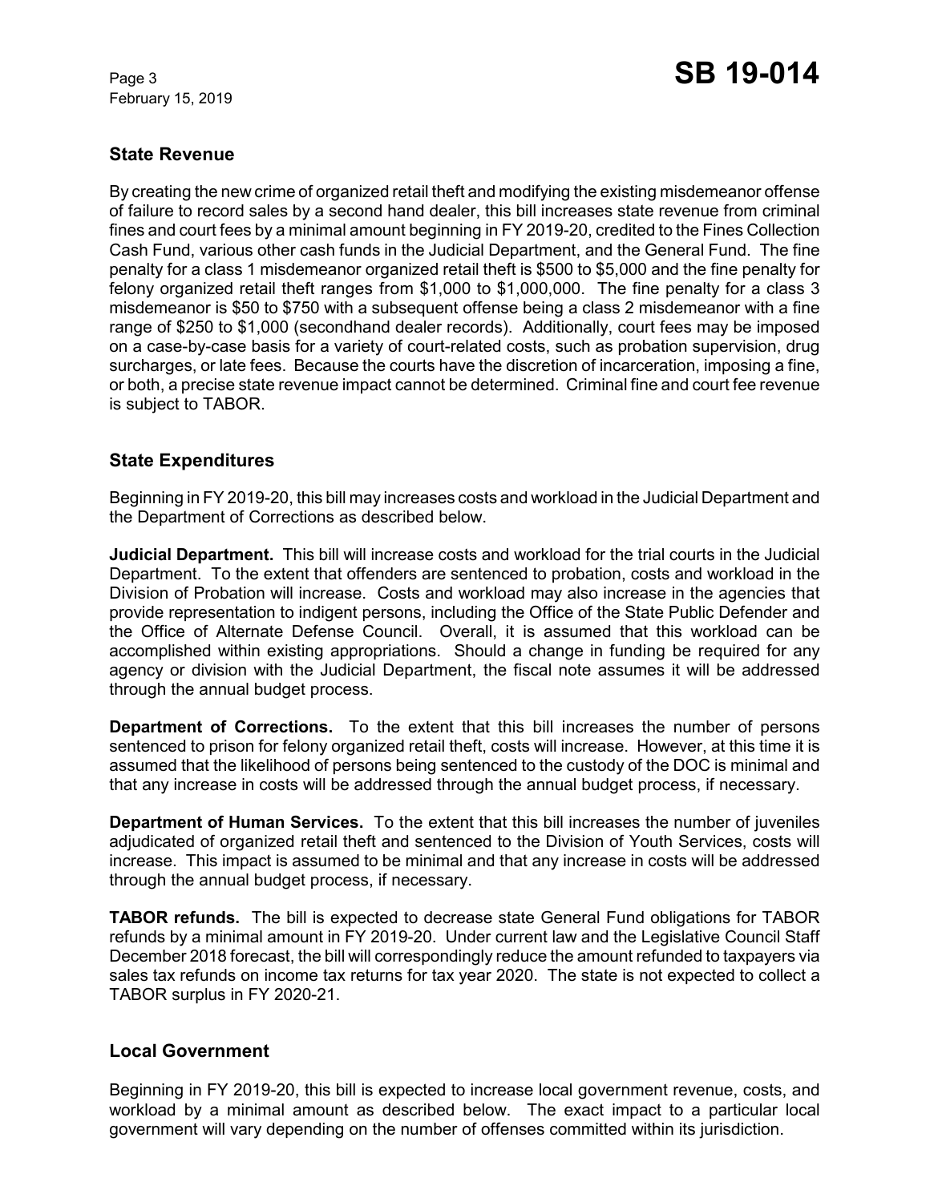## State Revenue

By creating the new crime of organized retail theft and modifying the existing misdemeanor offense of failure to record sales by a second hand dealer, this bill increases state revenue from criminal fines and court fees by a minimal amount beginning in FY 2019-20, credited to the Fines Collection Cash Fund, various other cash funds in the Judicial Department, and the General Fund. The fine penalty for a class 1 misdemeanor organized retail theft is $500 to $5,000 and the fine penalty for felony organized retail theft ranges from $1,000 to $1,000,000. The fine penalty for a class 3 misdemeanor is $50 to $750 with a subsequent offense being a class 2 misdemeanor with a fine range of $250 to $1,000 (secondhand dealer records). Additionally, court fees may be imposed on a case-by-case basis for a variety of court-related costs, such as probation supervision, drug surcharges, or late fees. Because the courts have the discretion of incarceration, imposing a fine, or both, a precise state revenue impact cannot be determined. Criminal fine and court fee revenue is subject to TABOR.

## State Expenditures

Beginning in FY 2019-20, this bill may increases costs and workload in the Judicial Department and the Department of Corrections as described below.

**Judicial Department.** This bill will increase costs and workload for the trial courts in the Judicial Department. To the extent that offenders are sentenced to probation, costs and workload in the Division of Probation will increase. Costs and workload may also increase in the agencies that provide representation to indigent persons, including the Office of the State Public Defender and the Office of Alternate Defense Council. Overall, it is assumed that this workload can be accomplished within existing appropriations. Should a change in funding be required for any agency or division with the Judicial Department, the fiscal note assumes it will be addressed through the annual budget process.

**Department of Corrections.** To the extent that this bill increases the number of persons sentenced to prison for felony organized retail theft, costs will increase. However, at this time it is assumed that the likelihood of persons being sentenced to the custody of the DOC is minimal and that any increase in costs will be addressed through the annual budget process, if necessary.

**Department of Human Services.** To the extent that this bill increases the number of juveniles adjudicated of organized retail theft and sentenced to the Division of Youth Services, costs will increase. This impact is assumed to be minimal and that any increase in costs will be addressed through the annual budget process, if necessary.

**TABOR refunds.** The bill is expected to decrease state General Fund obligations for TABOR refunds by a minimal amount in FY 2019-20. Under current law and the Legislative Council Staff December 2018 forecast, the bill will correspondingly reduce the amount refunded to taxpayers via sales tax refunds on income tax returns for tax year 2020. The state is not expected to collect a TABOR surplus in FY 2020-21.

## Local Government

Beginning in FY 2019-20, this bill is expected to increase local government revenue, costs, and workload by a minimal amount as described below. The exact impact to a particular local government will vary depending on the number of offenses committed within its jurisdiction.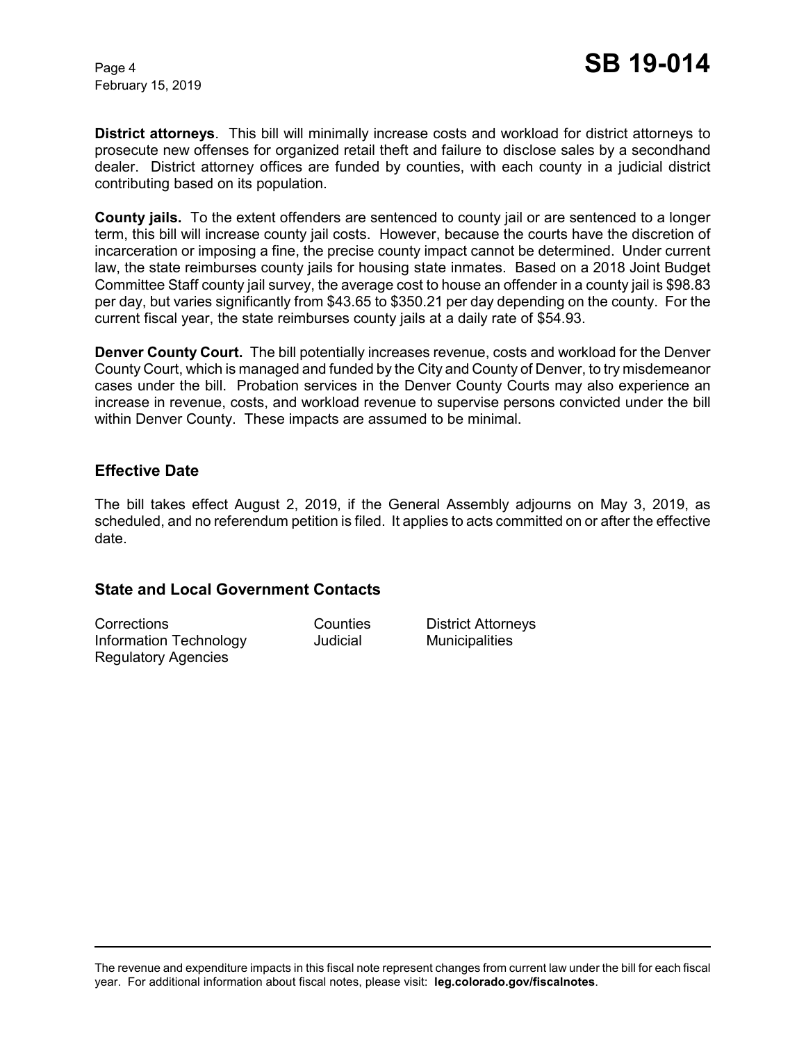**District attorneys**. This bill will minimally increase costs and workload for district attorneys to prosecute new offenses for organized retail theft and failure to disclose sales by a secondhand dealer. District attorney offices are funded by counties, with each county in a judicial district contributing based on its population.

**County jails.** To the extent offenders are sentenced to county jail or are sentenced to a longer term, this bill will increase county jail costs. However, because the courts have the discretion of incarceration or imposing a fine, the precise county impact cannot be determined. Under current law, the state reimburses county jails for housing state inmates. Based on a 2018 Joint Budget Committee Staff county jail survey, the average cost to house an offender in a county jail is $98.83 per day, but varies significantly from $43.65 to $350.21 per day depending on the county. For the current fiscal year, the state reimburses county jails at a daily rate of $54.93.

**Denver County Court.** The bill potentially increases revenue, costs and workload for the Denver County Court, which is managed and funded by the City and County of Denver, to try misdemeanor cases under the bill. Probation services in the Denver County Courts may also experience an increase in revenue, costs, and workload revenue to supervise persons convicted under the bill within Denver County. These impacts are assumed to be minimal.

## Effective Date

The bill takes effect August 2, 2019, if the General Assembly adjourns on May 3, 2019, as scheduled, and no referendum petition is filed. It applies to acts committed on or after the effective date.

## State and Local Government Contacts

| | | |
|---|---|---|
| Corrections | Counties | District Attorneys |
| Information Technology | Judicial | Municipalities |
| Regulatory Agencies | | |

The revenue and expenditure impacts in this fiscal note represent changes from current law under the bill for each fiscal year. For additional information about fiscal notes, please visit: **leg.colorado.gov/fiscalnotes**.